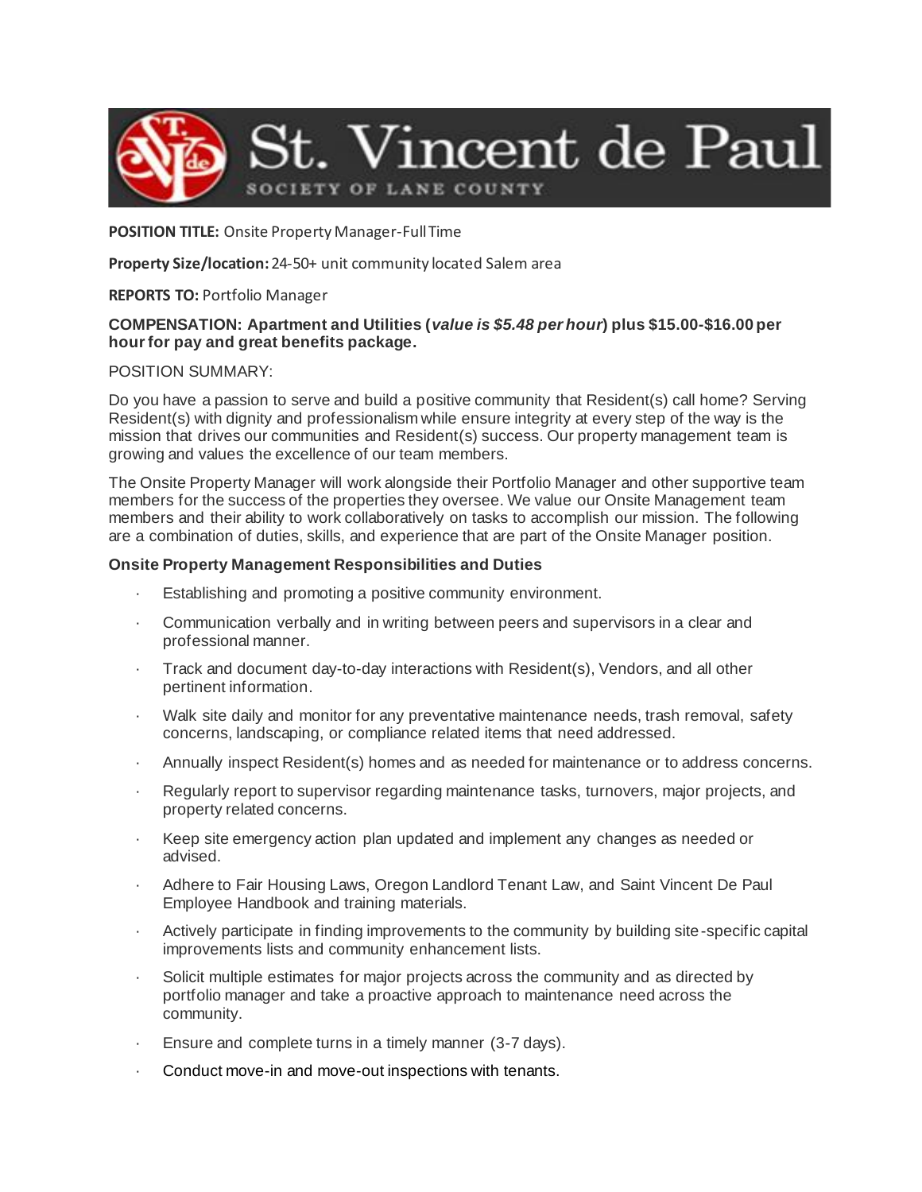# St. Vincent de Paul

SOCIETY OF LANE COUNTY

**POSITION TITLE:** Onsite Property Manager-Full Time

**Property Size/location:** 24-50+ unit community located Salem area

**REPORTS TO:** Portfolio Manager

**COMPENSATION: Apartment and Utilities (*value is $5.48 per hour*) plus $15.00-$16.00 per hour for pay and great benefits package.**

POSITION SUMMARY:

Do you have a passion to serve and build a positive community that Resident(s) call home? Serving Resident(s) with dignity and professionalism while ensure integrity at every step of the way is the mission that drives our communities and Resident(s) success. Our property management team is growing and values the excellence of our team members.

The Onsite Property Manager will work alongside their Portfolio Manager and other supportive team members for the success of the properties they oversee. We value our Onsite Management team members and their ability to work collaboratively on tasks to accomplish our mission. The following are a combination of duties, skills, and experience that are part of the Onsite Manager position.

**Onsite Property Management Responsibilities and Duties**

- Establishing and promoting a positive community environment.
- Communication verbally and in writing between peers and supervisors in a clear and professional manner.
- Track and document day-to-day interactions with Resident(s), Vendors, and all other pertinent information.
- Walk site daily and monitor for any preventative maintenance needs, trash removal, safety concerns, landscaping, or compliance related items that need addressed.
- Annually inspect Resident(s) homes and as needed for maintenance or to address concerns.
- Regularly report to supervisor regarding maintenance tasks, turnovers, major projects, and property related concerns.
- Keep site emergency action plan updated and implement any changes as needed or advised.
- Adhere to Fair Housing Laws, Oregon Landlord Tenant Law, and Saint Vincent De Paul Employee Handbook and training materials.
- Actively participate in finding improvements to the community by building site-specific capital improvements lists and community enhancement lists.
- Solicit multiple estimates for major projects across the community and as directed by portfolio manager and take a proactive approach to maintenance need across the community.
- Ensure and complete turns in a timely manner (3-7 days).
- Conduct move-in and move-out inspections with tenants.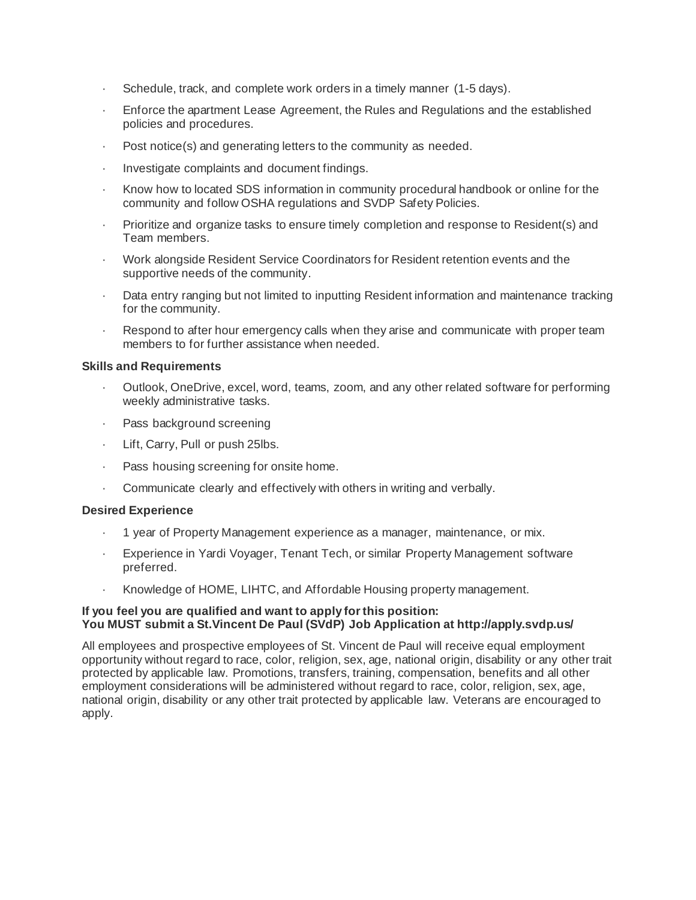- Schedule, track, and complete work orders in a timely manner (1-5 days).
- Enforce the apartment Lease Agreement, the Rules and Regulations and the established policies and procedures.
- Post notice(s) and generating letters to the community as needed.
- Investigate complaints and document findings.
- Know how to located SDS information in community procedural handbook or online for the community and follow OSHA regulations and SVDP Safety Policies.
- Prioritize and organize tasks to ensure timely completion and response to Resident(s) and Team members.
- Work alongside Resident Service Coordinators for Resident retention events and the supportive needs of the community.
- Data entry ranging but not limited to inputting Resident information and maintenance tracking for the community.
- Respond to after hour emergency calls when they arise and communicate with proper team members to for further assistance when needed.

**Skills and Requirements**

- Outlook, OneDrive, excel, word, teams, zoom, and any other related software for performing weekly administrative tasks.
- Pass background screening
- Lift, Carry, Pull or push 25lbs.
- Pass housing screening for onsite home.
- Communicate clearly and effectively with others in writing and verbally.

**Desired Experience**

- 1 year of Property Management experience as a manager, maintenance, or mix.
- Experience in Yardi Voyager, Tenant Tech, or similar Property Management software preferred.
- Knowledge of HOME, LIHTC, and Affordable Housing property management.

**If you feel you are qualified and want to apply for this position:**
**You MUST submit a St.Vincent De Paul (SVdP) Job Application at http://apply.svdp.us/**

All employees and prospective employees of St. Vincent de Paul will receive equal employment opportunity without regard to race, color, religion, sex, age, national origin, disability or any other trait protected by applicable law. Promotions, transfers, training, compensation, benefits and all other employment considerations will be administered without regard to race, color, religion, sex, age, national origin, disability or any other trait protected by applicable law. Veterans are encouraged to apply.